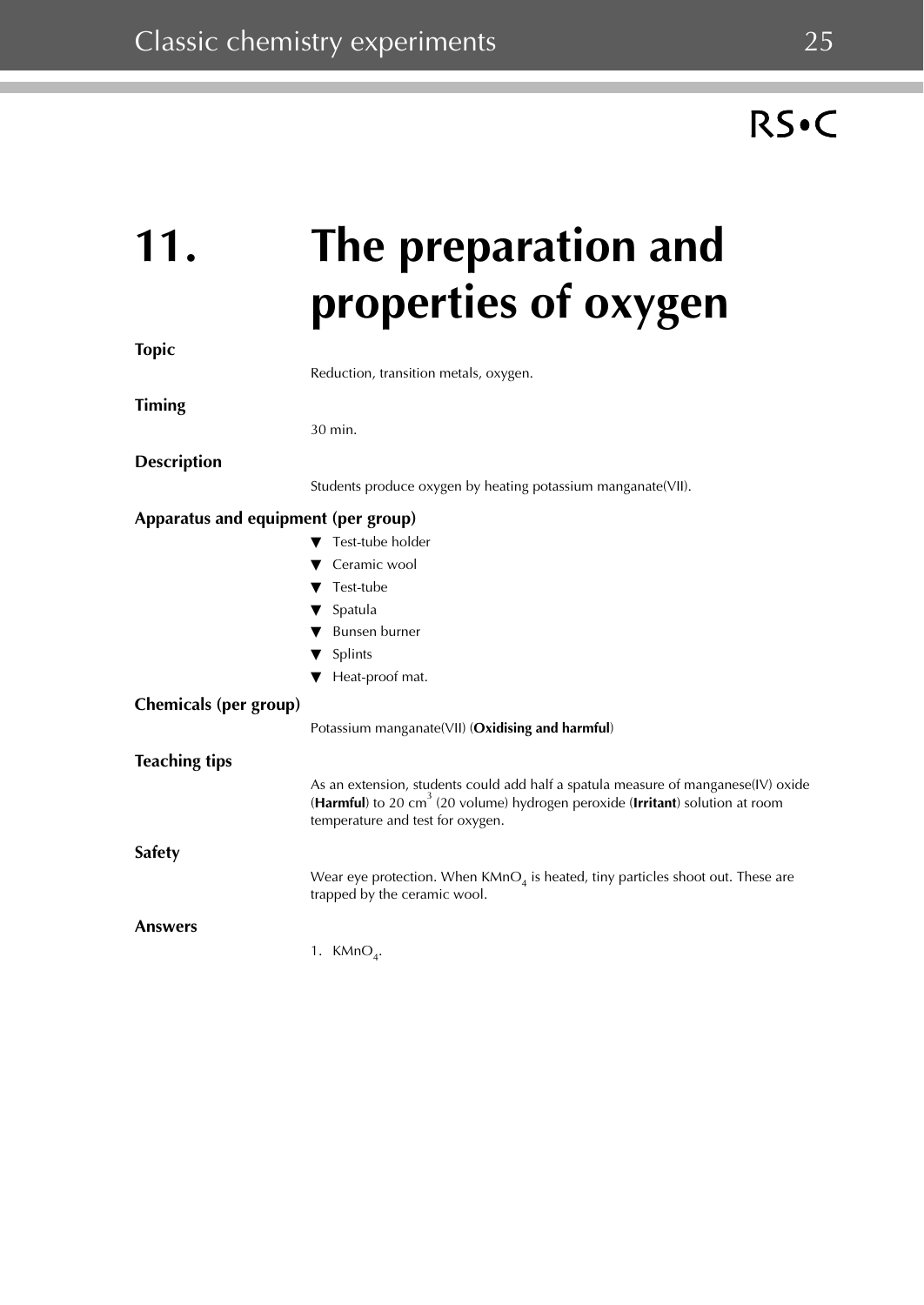# 11. The preparation and properties of oxygen

## Topic

Reduction, transition metals, oxygen.

## Timing

30 min.

## Description

Students produce oxygen by heating potassium manganate(VII).

## Apparatus and equipment (per group)

- Test-tube holder
- Ceramic wool
- Test-tube
- Spatula
- Bunsen burner
- Splints
- Heat-proof mat.

## Chemicals (per group)

Potassium manganate(VII) (**Oxidising and harmful**)

## Teaching tips

As an extension, students could add half a spatula measure of manganese(IV) oxide (**Harmful**) to 20 $cm^3$ (20 volume) hydrogen peroxide (**Irritant**) solution at room temperature and test for oxygen.

## Safety

Wear eye protection. When $KMnO_4$ is heated, tiny particles shoot out. These are trapped by the ceramic wool.

## Answers

1. $KMnO_4$.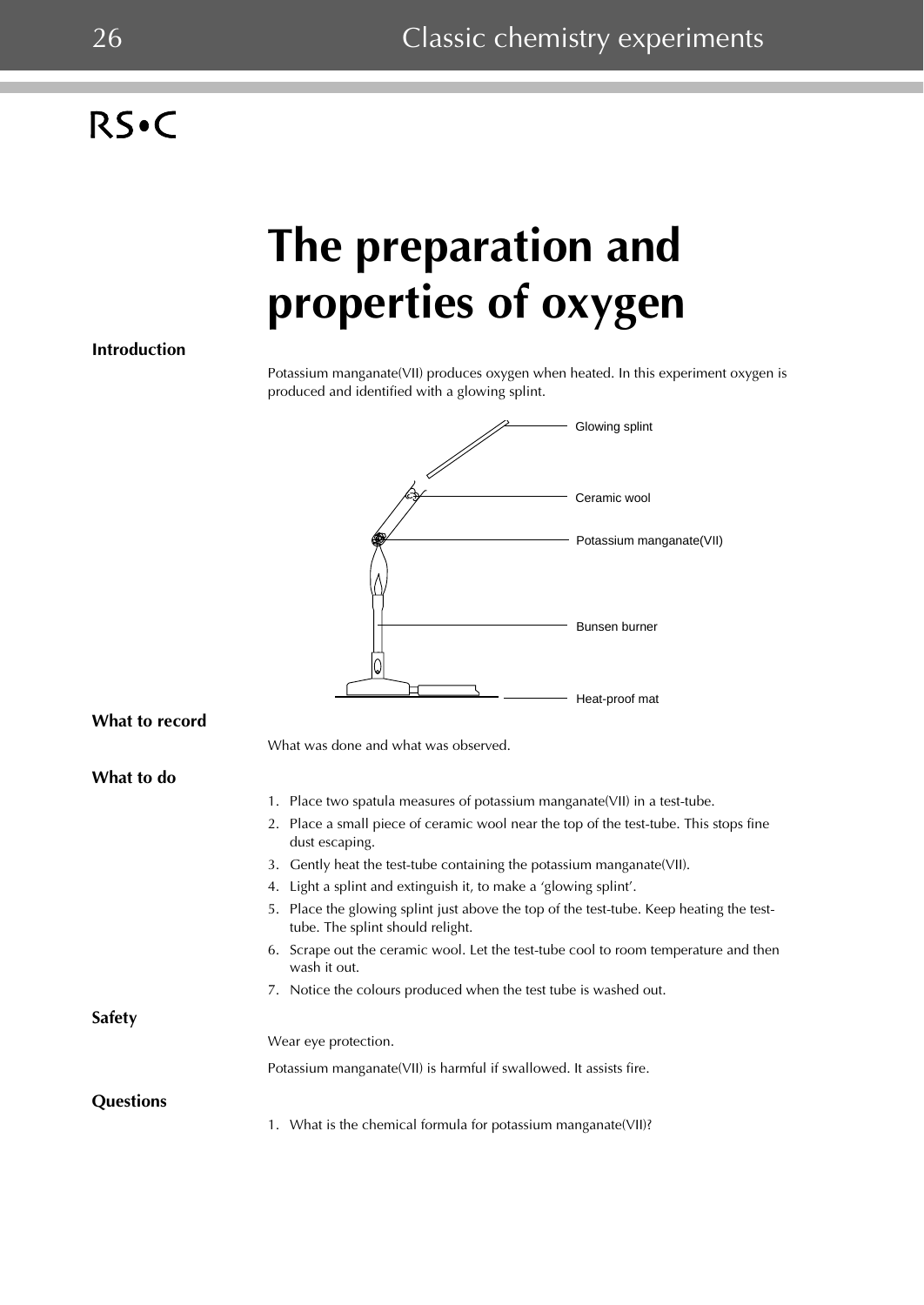# The preparation and properties of oxygen

## Introduction

Potassium manganate(VII) produces oxygen when heated. In this experiment oxygen is produced and identified with a glowing splint.

Glowing splint

Ceramic wool

Potassium manganate(VII)

Bunsen burner

Heat-proof mat

## What to record

What was done and what was observed.

## What to do

1. Place two spatula measures of potassium manganate(VII) in a test-tube.
2. Place a small piece of ceramic wool near the top of the test-tube. This stops fine dust escaping.
3. Gently heat the test-tube containing the potassium manganate(VII).
4. Light a splint and extinguish it, to make a 'glowing splint'.
5. Place the glowing splint just above the top of the test-tube. Keep heating the test-tube. The splint should relight.
6. Scrape out the ceramic wool. Let the test-tube cool to room temperature and then wash it out.
7. Notice the colours produced when the test tube is washed out.

## Safety

Wear eye protection.

Potassium manganate(VII) is harmful if swallowed. It assists fire.

## Questions

1. What is the chemical formula for potassium manganate(VII)?